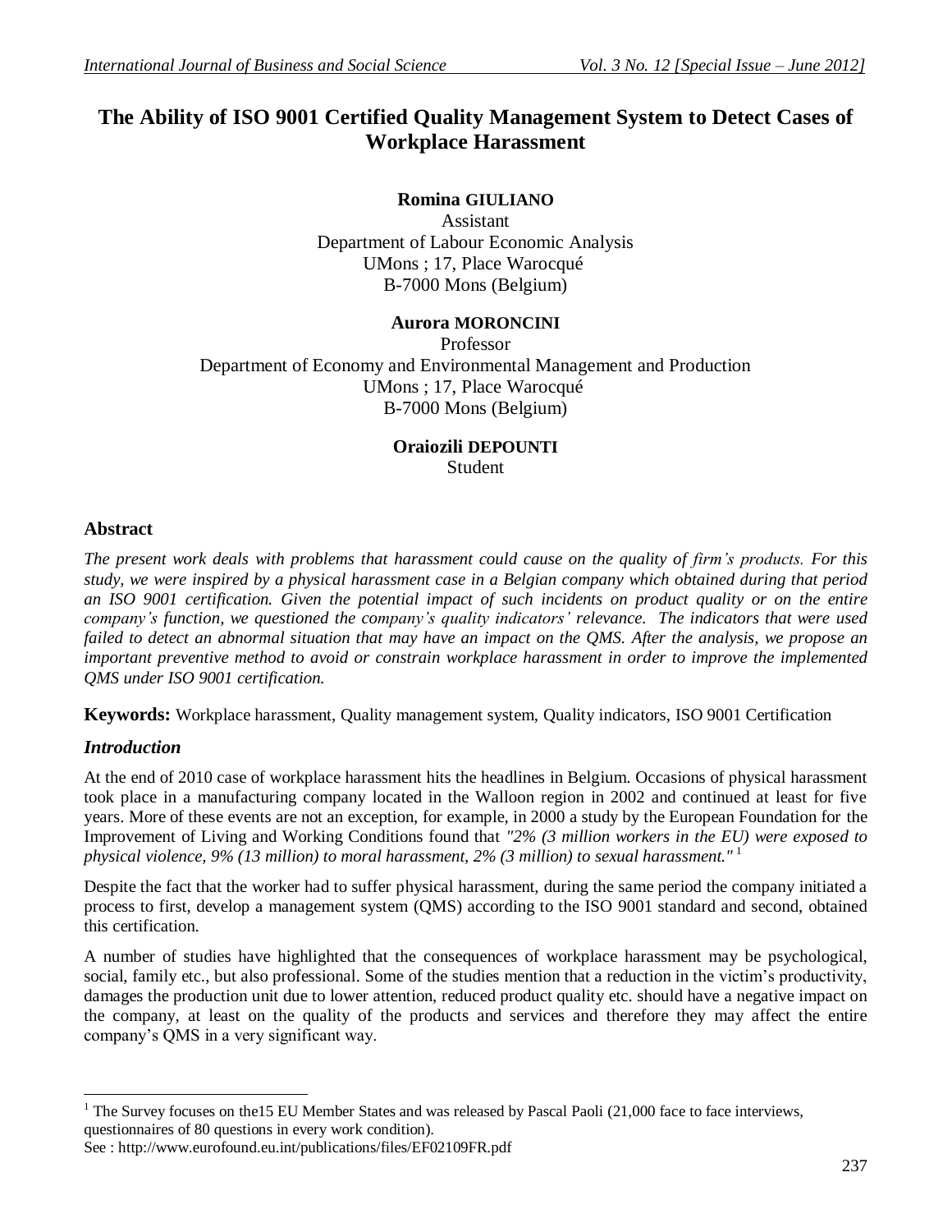# The Ability of ISO 9001 Certified Quality Management System to Detect Cases of Workplace Harassment

**Romina GIULIANO**
Assistant
Department of Labour Economic Analysis
UMons ; 17, Place Warocqué
B-7000 Mons (Belgium)

**Aurora MORONCINI**
Professor
Department of Economy and Environmental Management and Production
UMons ; 17, Place Warocqué
B-7000 Mons (Belgium)

**Oraiozili DEPOUNTI**
Student

## Abstract

*The present work deals with problems that harassment could cause on the quality of firm's products. For this study, we were inspired by a physical harassment case in a Belgian company which obtained during that period an ISO 9001 certification. Given the potential impact of such incidents on product quality or on the entire company's function, we questioned the company's quality indicators' relevance. The indicators that were used failed to detect an abnormal situation that may have an impact on the QMS. After the analysis, we propose an important preventive method to avoid or constrain workplace harassment in order to improve the implemented QMS under ISO 9001 certification.*

**Keywords:** Workplace harassment, Quality management system, Quality indicators, ISO 9001 Certification

## *Introduction*

At the end of 2010 case of workplace harassment hits the headlines in Belgium. Occasions of physical harassment took place in a manufacturing company located in the Walloon region in 2002 and continued at least for five years. More of these events are not an exception, for example, in 2000 a study by the European Foundation for the Improvement of Living and Working Conditions found that *"2% (3 million workers in the EU) were exposed to physical violence, 9% (13 million) to moral harassment, 2% (3 million) to sexual harassment."* [1]

Despite the fact that the worker had to suffer physical harassment, during the same period the company initiated a process to first, develop a management system (QMS) according to the ISO 9001 standard and second, obtained this certification.

A number of studies have highlighted that the consequences of workplace harassment may be psychological, social, family etc., but also professional. Some of the studies mention that a reduction in the victim's productivity, damages the production unit due to lower attention, reduced product quality etc. should have a negative impact on the company, at least on the quality of the products and services and therefore they may affect the entire company's QMS in a very significant way.

---

[1] The Survey focuses on the15 EU Member States and was released by Pascal Paoli (21,000 face to face interviews, questionnaires of 80 questions in every work condition).
See : http://www.eurofound.eu.int/publications/files/EF02109FR.pdf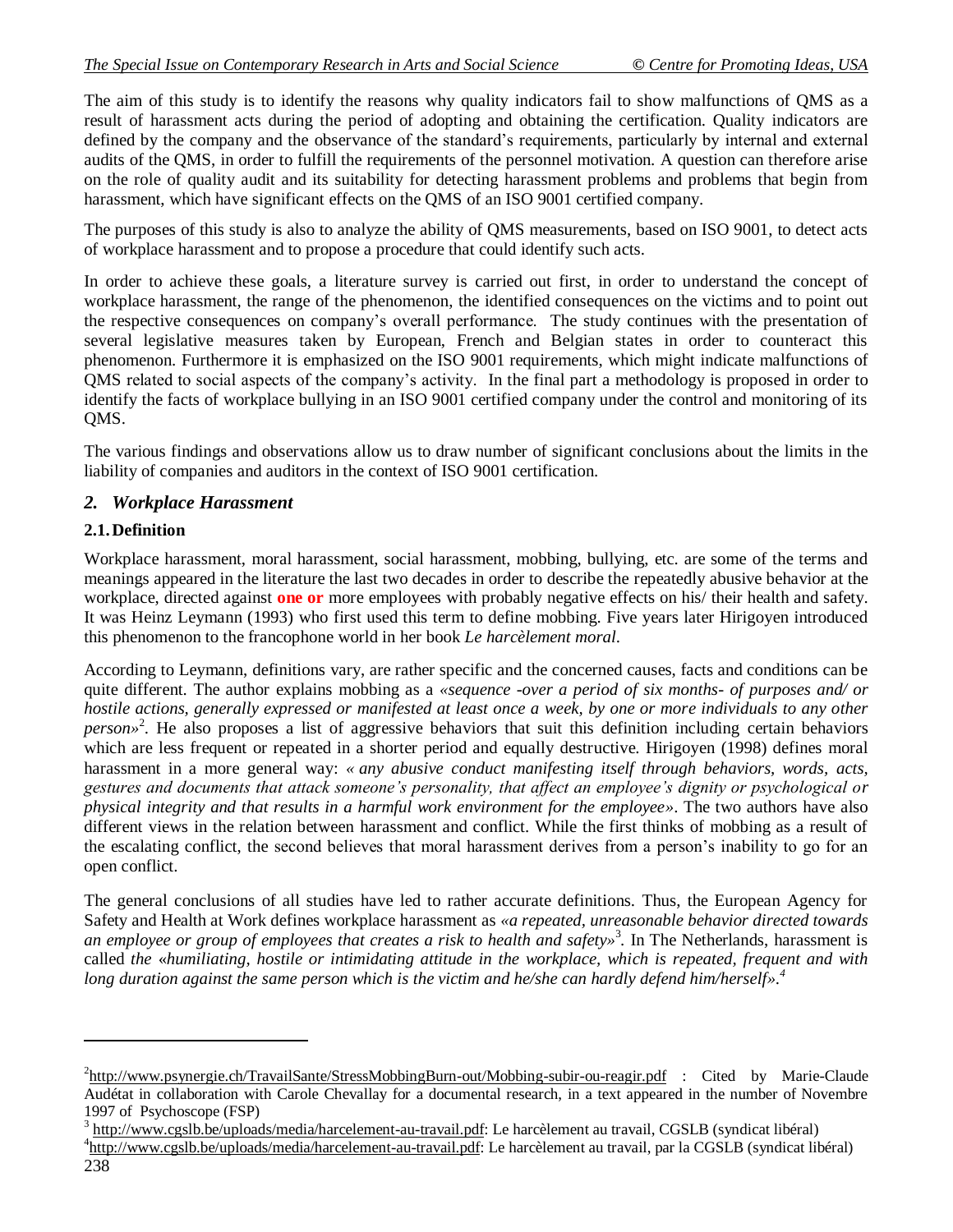The aim of this study is to identify the reasons why quality indicators fail to show malfunctions of QMS as a result of harassment acts during the period of adopting and obtaining the certification. Quality indicators are defined by the company and the observance of the standard's requirements, particularly by internal and external audits of the QMS, in order to fulfill the requirements of the personnel motivation. A question can therefore arise on the role of quality audit and its suitability for detecting harassment problems and problems that begin from harassment, which have significant effects on the QMS of an ISO 9001 certified company.

The purposes of this study is also to analyze the ability of QMS measurements, based on ISO 9001, to detect acts of workplace harassment and to propose a procedure that could identify such acts.

In order to achieve these goals, a literature survey is carried out first, in order to understand the concept of workplace harassment, the range of the phenomenon, the identified consequences on the victims and to point out the respective consequences on company's overall performance. The study continues with the presentation of several legislative measures taken by European, French and Belgian states in order to counteract this phenomenon. Furthermore it is emphasized on the ISO 9001 requirements, which might indicate malfunctions of QMS related to social aspects of the company's activity. In the final part a methodology is proposed in order to identify the facts of workplace bullying in an ISO 9001 certified company under the control and monitoring of its QMS.

The various findings and observations allow us to draw number of significant conclusions about the limits in the liability of companies and auditors in the context of ISO 9001 certification.

## *2. Workplace Harassment*

### 2.1. Definition

Workplace harassment, moral harassment, social harassment, mobbing, bullying, etc. are some of the terms and meanings appeared in the literature the last two decades in order to describe the repeatedly abusive behavior at the workplace, directed against **one or** more employees with probably negative effects on his/ their health and safety. It was Heinz Leymann (1993) who first used this term to define mobbing. Five years later Hirigoyen introduced this phenomenon to the francophone world in her book *Le harcèlement moral*.

According to Leymann, definitions vary, are rather specific and the concerned causes, facts and conditions can be quite different. The author explains mobbing as a *«sequence -over a period of six months- of purposes and/ or hostile actions, generally expressed or manifested at least once a week, by one or more individuals to any other person»*[2]. He also proposes a list of aggressive behaviors that suit this definition including certain behaviors which are less frequent or repeated in a shorter period and equally destructive. Hirigoyen (1998) defines moral harassment in a more general way: *« any abusive conduct manifesting itself through behaviors, words, acts, gestures and documents that attack someone's personality, that affect an employee's dignity or psychological or physical integrity and that results in a harmful work environment for the employee»*. The two authors have also different views in the relation between harassment and conflict. While the first thinks of mobbing as a result of the escalating conflict, the second believes that moral harassment derives from a person's inability to go for an open conflict.

The general conclusions of all studies have led to rather accurate definitions. Thus, the European Agency for Safety and Health at Work defines workplace harassment as *«a repeated, unreasonable behavior directed towards an employee or group of employees that creates a risk to health and safety»*[3]. In The Netherlands, harassment is called *the «humiliating, hostile or intimidating attitude in the workplace, which is repeated, frequent and with long duration against the same person which is the victim and he/she can hardly defend him/herself»*.[4]

---

[2] http://www.psynergie.ch/TravailSante/StressMobbingBurn-out/Mobbing-subir-ou-reagir.pdf : Cited by Marie-Claude Audétat in collaboration with Carole Chevallay for a documental research, in a text appeared in the number of Novembre 1997 of Psychoscope (FSP)

[3] http://www.cgslb.be/uploads/media/harcelement-au-travail.pdf: Le harcèlement au travail, CGSLB (syndicat libéral)

[4] http://www.cgslb.be/uploads/media/harcelement-au-travail.pdf: Le harcèlement au travail, par la CGSLB (syndicat libéral)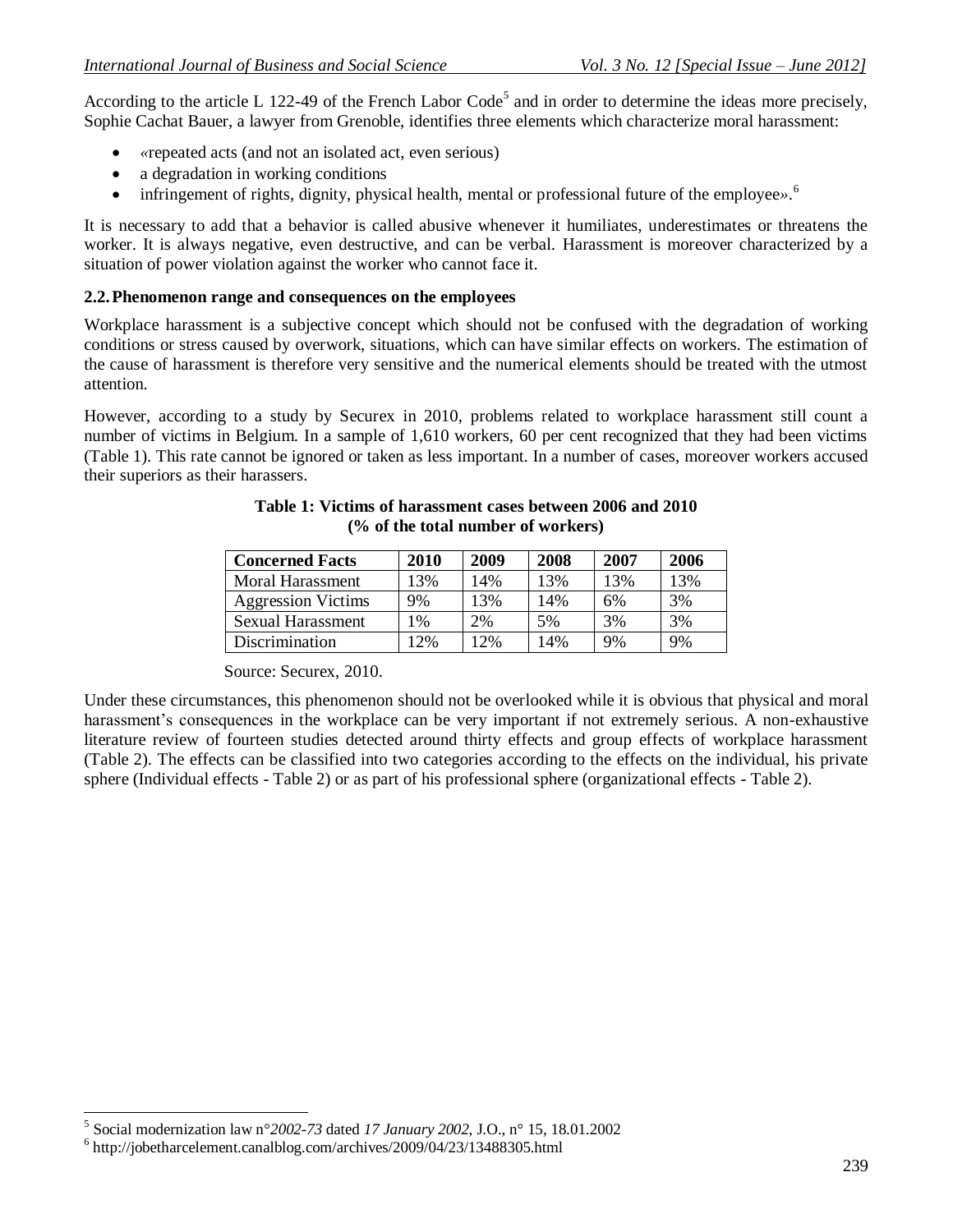According to the article L 122-49 of the French Labor Code[5] and in order to determine the ideas more precisely, Sophie Cachat Bauer, a lawyer from Grenoble, identifies three elements which characterize moral harassment:

- «repeated acts (and not an isolated act, even serious)
- a degradation in working conditions
- infringement of rights, dignity, physical health, mental or professional future of the employee».[6]

It is necessary to add that a behavior is called abusive whenever it humiliates, underestimates or threatens the worker. It is always negative, even destructive, and can be verbal. Harassment is moreover characterized by a situation of power violation against the worker who cannot face it.

### 2.2. Phenomenon range and consequences on the employees

Workplace harassment is a subjective concept which should not be confused with the degradation of working conditions or stress caused by overwork, situations, which can have similar effects on workers. The estimation of the cause of harassment is therefore very sensitive and the numerical elements should be treated with the utmost attention.

However, according to a study by Securex in 2010, problems related to workplace harassment still count a number of victims in Belgium. In a sample of 1,610 workers, 60 per cent recognized that they had been victims (Table 1). This rate cannot be ignored or taken as less important. In a number of cases, moreover workers accused their superiors as their harassers.

**Table 1: Victims of harassment cases between 2006 and 2010 (% of the total number of workers)**

| Concerned Facts | 2010 | 2009 | 2008 | 2007 | 2006 |
|---|---|---|---|---|---|
| Moral Harassment | 13% | 14% | 13% | 13% | 13% |
| Aggression Victims | 9% | 13% | 14% | 6% | 3% |
| Sexual Harassment | 1% | 2% | 5% | 3% | 3% |
| Discrimination | 12% | 12% | 14% | 9% | 9% |

Source: Securex, 2010.

Under these circumstances, this phenomenon should not be overlooked while it is obvious that physical and moral harassment's consequences in the workplace can be very important if not extremely serious. A non-exhaustive literature review of fourteen studies detected around thirty effects and group effects of workplace harassment (Table 2). The effects can be classified into two categories according to the effects on the individual, his private sphere (Individual effects - Table 2) or as part of his professional sphere (organizational effects - Table 2).

---

[5] Social modernization law n°*2002-73* dated *17 January 2002*, J.O., n° 15, 18.01.2002

[6] http://jobetharcelement.canalblog.com/archives/2009/04/23/13488305.html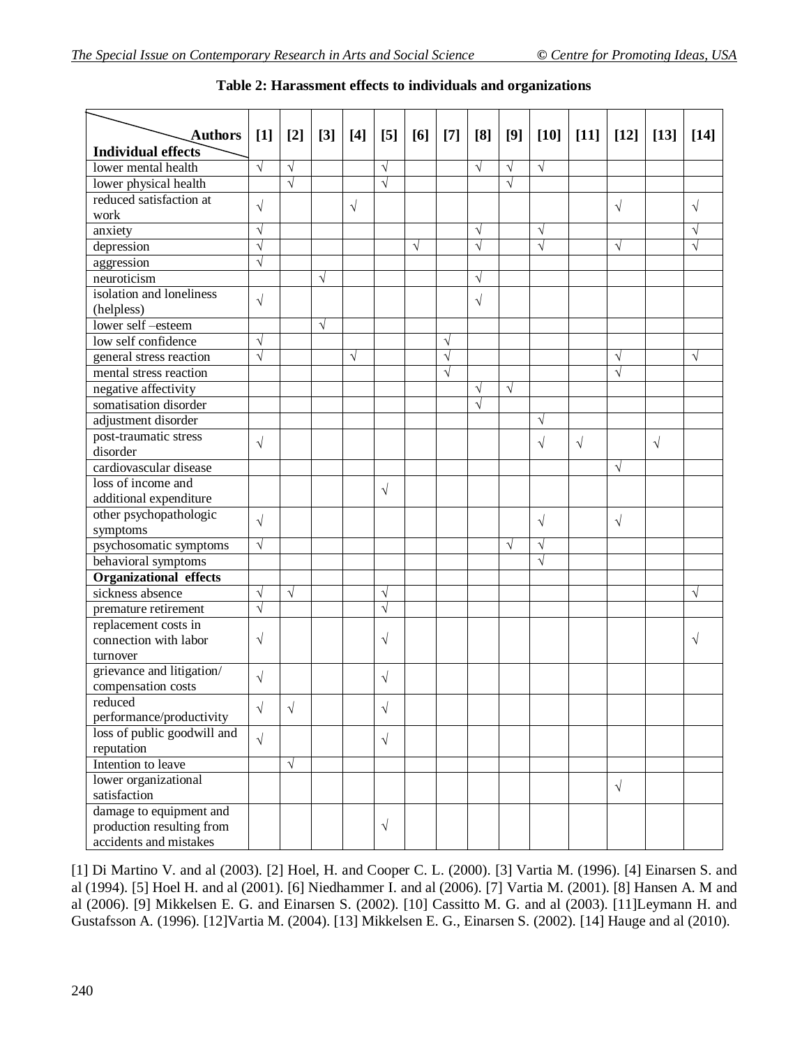**Table 2: Harassment effects to individuals and organizations**

| Authors / Individual effects | [1] | [2] | [3] | [4] | [5] | [6] | [7] | [8] | [9] | [10] | [11] | [12] | [13] | [14] |
|---|---|---|---|---|---|---|---|---|---|---|---|---|---|---|
| lower mental health | √ | √ | | | √ | | | √ | √ | √ | | | | |
| lower physical health | | √ | | | √ | | | | √ | | | | | |
| reduced satisfaction at work | √ | | | √ | | | | | | | | √ | | √ |
| anxiety | √ | | | | | | | √ | | √ | | | | √ |
| depression | √ | | | | | √ | | √ | | √ | | √ | | √ |
| aggression | √ | | | | | | | | | | | | | |
| neuroticism | | | √ | | | | | √ | | | | | | |
| isolation and loneliness (helpless) | √ | | | | | | | √ | | | | | | |
| lower self –esteem | | | √ | | | | | | | | | | | |
| low self confidence | √ | | | | | | √ | | | | | | | |
| general stress reaction | √ | | | √ | | | √ | | | | | √ | | √ |
| mental stress reaction | | | | | | | √ | | | | | √ | | |
| negative affectivity | | | | | | | | √ | √ | | | | | |
| somatisation disorder | | | | | | | | √ | | | | | | |
| adjustment disorder | | | | | | | | | | √ | | | | |
| post-traumatic stress disorder | √ | | | | | | | | | √ | √ | | √ | |
| cardiovascular disease | | | | | | | | | | | | √ | | |
| loss of income and additional expenditure | | | | | √ | | | | | | | | | |
| other psychopathologic symptoms | √ | | | | | | | | | √ | | √ | | |
| psychosomatic symptoms | √ | | | | | | | | √ | √ | | | | |
| behavioral symptoms | | | | | | | | | | √ | | | | |
| **Organizational effects** | | | | | | | | | | | | | | |
| sickness absence | √ | √ | | | √ | | | | | | | | | √ |
| premature retirement | √ | | | | √ | | | | | | | | | |
| replacement costs in connection with labor turnover | √ | | | | √ | | | | | | | | | √ |
| grievance and litigation/ compensation costs | √ | | | | √ | | | | | | | | | |
| reduced performance/productivity | √ | √ | | | √ | | | | | | | | | |
| loss of public goodwill and reputation | √ | | | | √ | | | | | | | | | |
| Intention to leave | | √ | | | | | | | | | | | | |
| lower organizational satisfaction | | | | | | | | | | | | √ | | |
| damage to equipment and production resulting from accidents and mistakes | | | | | √ | | | | | | | | | |

[1] Di Martino V. and al (2003). [2] Hoel, H. and Cooper C. L. (2000). [3] Vartia M. (1996). [4] Einarsen S. and al (1994). [5] Hoel H. and al (2001). [6] Niedhammer I. and al (2006). [7] Vartia M. (2001). [8] Hansen A. M and al (2006). [9] Mikkelsen E. G. and Einarsen S. (2002). [10] Cassitto M. G. and al (2003). [11]Leymann H. and Gustafsson A. (1996). [12]Vartia M. (2004). [13] Mikkelsen E. G., Einarsen S. (2002). [14] Hauge and al (2010).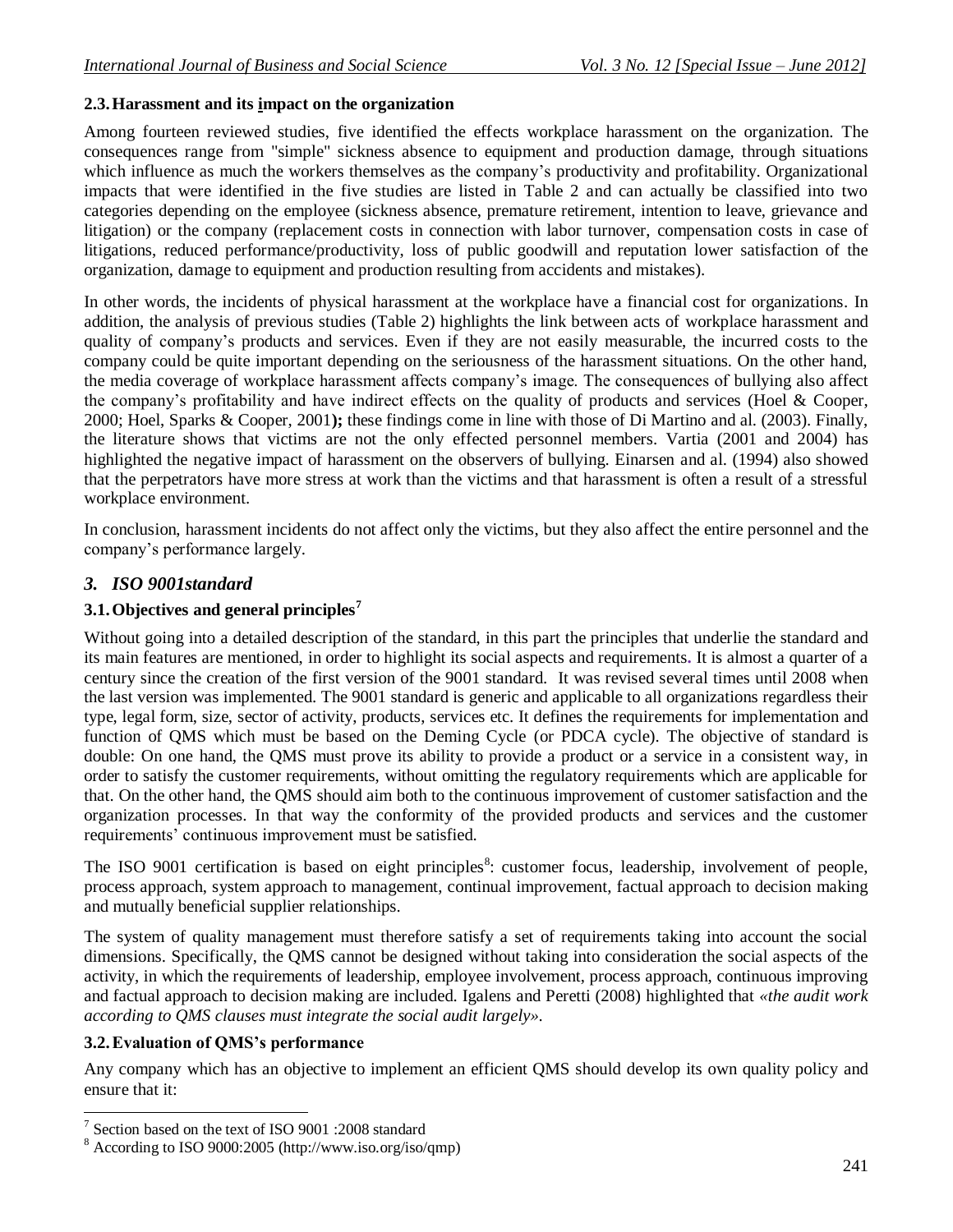### 2.3. Harassment and its impact on the organization

Among fourteen reviewed studies, five identified the effects workplace harassment on the organization. The consequences range from "simple" sickness absence to equipment and production damage, through situations which influence as much the workers themselves as the company's productivity and profitability. Organizational impacts that were identified in the five studies are listed in Table 2 and can actually be classified into two categories depending on the employee (sickness absence, premature retirement, intention to leave, grievance and litigation) or the company (replacement costs in connection with labor turnover, compensation costs in case of litigations, reduced performance/productivity, loss of public goodwill and reputation lower satisfaction of the organization, damage to equipment and production resulting from accidents and mistakes).

In other words, the incidents of physical harassment at the workplace have a financial cost for organizations. In addition, the analysis of previous studies (Table 2) highlights the link between acts of workplace harassment and quality of company's products and services. Even if they are not easily measurable, the incurred costs to the company could be quite important depending on the seriousness of the harassment situations. On the other hand, the media coverage of workplace harassment affects company's image. The consequences of bullying also affect the company's profitability and have indirect effects on the quality of products and services (Hoel & Cooper, 2000; Hoel, Sparks & Cooper, 2001**);** these findings come in line with those of Di Martino and al. (2003). Finally, the literature shows that victims are not the only effected personnel members. Vartia (2001 and 2004) has highlighted the negative impact of harassment on the observers of bullying. Einarsen and al. (1994) also showed that the perpetrators have more stress at work than the victims and that harassment is often a result of a stressful workplace environment.

In conclusion, harassment incidents do not affect only the victims, but they also affect the entire personnel and the company's performance largely.

## *3. ISO 9001standard*

### 3.1. Objectives and general principles[7]

Without going into a detailed description of the standard, in this part the principles that underlie the standard and its main features are mentioned, in order to highlight its social aspects and requirements. It is almost a quarter of a century since the creation of the first version of the 9001 standard. It was revised several times until 2008 when the last version was implemented. The 9001 standard is generic and applicable to all organizations regardless their type, legal form, size, sector of activity, products, services etc. It defines the requirements for implementation and function of QMS which must be based on the Deming Cycle (or PDCA cycle). The objective of standard is double: On one hand, the QMS must prove its ability to provide a product or a service in a consistent way, in order to satisfy the customer requirements, without omitting the regulatory requirements which are applicable for that. On the other hand, the QMS should aim both to the continuous improvement of customer satisfaction and the organization processes. In that way the conformity of the provided products and services and the customer requirements' continuous improvement must be satisfied.

The ISO 9001 certification is based on eight principles[8]: customer focus, leadership, involvement of people, process approach, system approach to management, continual improvement, factual approach to decision making and mutually beneficial supplier relationships.

The system of quality management must therefore satisfy a set of requirements taking into account the social dimensions. Specifically, the QMS cannot be designed without taking into consideration the social aspects of the activity, in which the requirements of leadership, employee involvement, process approach, continuous improving and factual approach to decision making are included. Igalens and Peretti (2008) highlighted that *«the audit work according to QMS clauses must integrate the social audit largely»*.

### 3.2. Evaluation of QMS's performance

Any company which has an objective to implement an efficient QMS should develop its own quality policy and ensure that it:

---

[7] Section based on the text of ISO 9001 :2008 standard

[8] According to ISO 9000:2005 (http://www.iso.org/iso/qmp)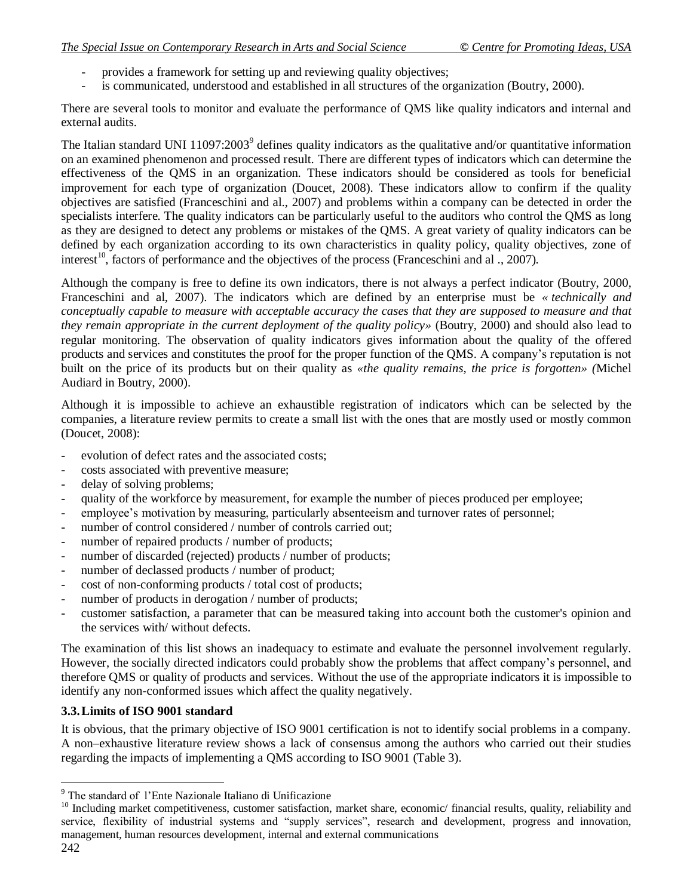- provides a framework for setting up and reviewing quality objectives;
- is communicated, understood and established in all structures of the organization (Boutry, 2000).

There are several tools to monitor and evaluate the performance of QMS like quality indicators and internal and external audits.

The Italian standard UNI 11097:2003[9] defines quality indicators as the qualitative and/or quantitative information on an examined phenomenon and processed result. There are different types of indicators which can determine the effectiveness of the QMS in an organization. These indicators should be considered as tools for beneficial improvement for each type of organization (Doucet, 2008). These indicators allow to confirm if the quality objectives are satisfied (Franceschini and al., 2007) and problems within a company can be detected in order the specialists interfere. The quality indicators can be particularly useful to the auditors who control the QMS as long as they are designed to detect any problems or mistakes of the QMS. A great variety of quality indicators can be defined by each organization according to its own characteristics in quality policy, quality objectives, zone of interest[10], factors of performance and the objectives of the process (Franceschini and al ., 2007).

Although the company is free to define its own indicators, there is not always a perfect indicator (Boutry, 2000, Franceschini and al, 2007). The indicators which are defined by an enterprise must be *« technically and conceptually capable to measure with acceptable accuracy the cases that they are supposed to measure and that they remain appropriate in the current deployment of the quality policy»* (Boutry, 2000) and should also lead to regular monitoring. The observation of quality indicators gives information about the quality of the offered products and services and constitutes the proof for the proper function of the QMS. A company's reputation is not built on the price of its products but on their quality as *«the quality remains, the price is forgotten» (*Michel Audiard in Boutry, 2000).

Although it is impossible to achieve an exhaustible registration of indicators which can be selected by the companies, a literature review permits to create a small list with the ones that are mostly used or mostly common (Doucet, 2008):

- evolution of defect rates and the associated costs;
- costs associated with preventive measure;
- delay of solving problems;
- quality of the workforce by measurement, for example the number of pieces produced per employee;
- employee's motivation by measuring, particularly absenteeism and turnover rates of personnel;
- number of control considered / number of controls carried out;
- number of repaired products / number of products;
- number of discarded (rejected) products / number of products;
- number of declassed products / number of product;
- cost of non-conforming products / total cost of products;
- number of products in derogation / number of products;
- customer satisfaction, a parameter that can be measured taking into account both the customer's opinion and the services with/ without defects.

The examination of this list shows an inadequacy to estimate and evaluate the personnel involvement regularly. However, the socially directed indicators could probably show the problems that affect company's personnel, and therefore QMS or quality of products and services. Without the use of the appropriate indicators it is impossible to identify any non-conformed issues which affect the quality negatively.

### 3.3. Limits of ISO 9001 standard

It is obvious, that the primary objective of ISO 9001 certification is not to identify social problems in a company. A non–exhaustive literature review shows a lack of consensus among the authors who carried out their studies regarding the impacts of implementing a QMS according to ISO 9001 (Table 3).

---

[9] The standard of l'Ente Nazionale Italiano di Unificazione

[10] Including market competitiveness, customer satisfaction, market share, economic/ financial results, quality, reliability and service, flexibility of industrial systems and "supply services", research and development, progress and innovation, management, human resources development, internal and external communications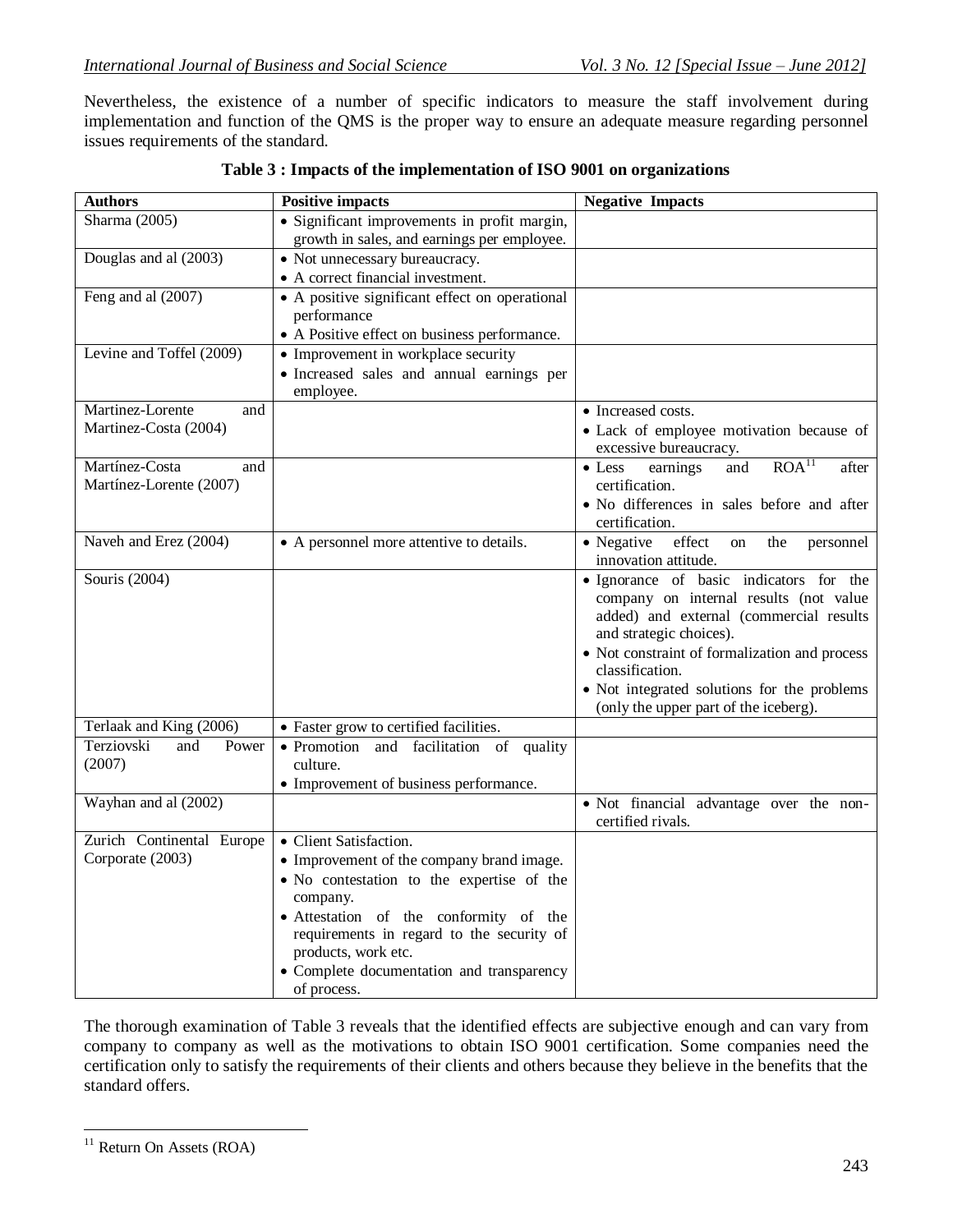Nevertheless, the existence of a number of specific indicators to measure the staff involvement during implementation and function of the QMS is the proper way to ensure an adequate measure regarding personnel issues requirements of the standard.

**Table 3 : Impacts of the implementation of ISO 9001 on organizations**

| Authors | Positive impacts | Negative Impacts |
|---|---|---|
| Sharma (2005) | • Significant improvements in profit margin, growth in sales, and earnings per employee. | |
| Douglas and al (2003) | • Not unnecessary bureaucracy.<br>• A correct financial investment. | |
| Feng and al (2007) | • A positive significant effect on operational performance<br>• A Positive effect on business performance. | |
| Levine and Toffel (2009) | • Improvement in workplace security<br>• Increased sales and annual earnings per employee. | |
| Martinez-Lorente and Martinez-Costa (2004) | | • Increased costs.<br>• Lack of employee motivation because of excessive bureaucracy. |
| Martínez-Costa and Martínez-Lorente (2007) | | • Less earnings and ROA[11] after certification.<br>• No differences in sales before and after certification. |
| Naveh and Erez (2004) | • A personnel more attentive to details. | • Negative effect on the personnel innovation attitude. |
| Souris (2004) | | • Ignorance of basic indicators for the company on internal results (not value added) and external (commercial results and strategic choices).<br>• Not constraint of formalization and process classification.<br>• Not integrated solutions for the problems (only the upper part of the iceberg). |
| Terlaak and King (2006) | • Faster grow to certified facilities. | |
| Terziovski and Power (2007) | • Promotion and facilitation of quality culture.<br>• Improvement of business performance. | |
| Wayhan and al (2002) | | • Not financial advantage over the non-certified rivals. |
| Zurich Continental Europe Corporate (2003) | • Client Satisfaction.<br>• Improvement of the company brand image.<br>• No contestation to the expertise of the company.<br>• Attestation of the conformity of the requirements in regard to the security of products, work etc.<br>• Complete documentation and transparency of process. | |

The thorough examination of Table 3 reveals that the identified effects are subjective enough and can vary from company to company as well as the motivations to obtain ISO 9001 certification. Some companies need the certification only to satisfy the requirements of their clients and others because they believe in the benefits that the standard offers.

[11] Return On Assets (ROA)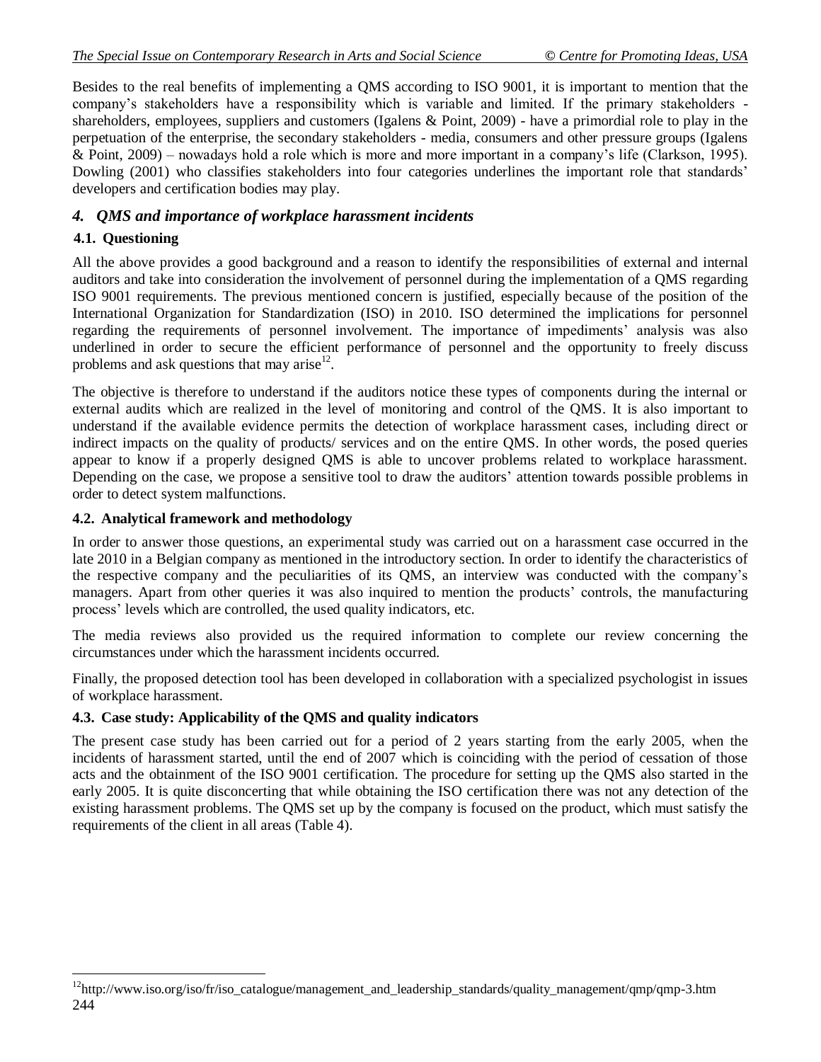Besides to the real benefits of implementing a QMS according to ISO 9001, it is important to mention that the company's stakeholders have a responsibility which is variable and limited. If the primary stakeholders - shareholders, employees, suppliers and customers (Igalens & Point, 2009) - have a primordial role to play in the perpetuation of the enterprise, the secondary stakeholders - media, consumers and other pressure groups (Igalens & Point, 2009) – nowadays hold a role which is more and more important in a company's life (Clarkson, 1995). Dowling (2001) who classifies stakeholders into four categories underlines the important role that standards' developers and certification bodies may play.

## *4. QMS and importance of workplace harassment incidents*

### 4.1. Questioning

All the above provides a good background and a reason to identify the responsibilities of external and internal auditors and take into consideration the involvement of personnel during the implementation of a QMS regarding ISO 9001 requirements. The previous mentioned concern is justified, especially because of the position of the International Organization for Standardization (ISO) in 2010. ISO determined the implications for personnel regarding the requirements of personnel involvement. The importance of impediments' analysis was also underlined in order to secure the efficient performance of personnel and the opportunity to freely discuss problems and ask questions that may arise[12].

The objective is therefore to understand if the auditors notice these types of components during the internal or external audits which are realized in the level of monitoring and control of the QMS. It is also important to understand if the available evidence permits the detection of workplace harassment cases, including direct or indirect impacts on the quality of products/ services and on the entire QMS. In other words, the posed queries appear to know if a properly designed QMS is able to uncover problems related to workplace harassment. Depending on the case, we propose a sensitive tool to draw the auditors' attention towards possible problems in order to detect system malfunctions.

### 4.2. Analytical framework and methodology

In order to answer those questions, an experimental study was carried out on a harassment case occurred in the late 2010 in a Belgian company as mentioned in the introductory section. In order to identify the characteristics of the respective company and the peculiarities of its QMS, an interview was conducted with the company's managers. Apart from other queries it was also inquired to mention the products' controls, the manufacturing process' levels which are controlled, the used quality indicators, etc.

The media reviews also provided us the required information to complete our review concerning the circumstances under which the harassment incidents occurred.

Finally, the proposed detection tool has been developed in collaboration with a specialized psychologist in issues of workplace harassment.

### 4.3. Case study: Applicability of the QMS and quality indicators

The present case study has been carried out for a period of 2 years starting from the early 2005, when the incidents of harassment started, until the end of 2007 which is coinciding with the period of cessation of those acts and the obtainment of the ISO 9001 certification. The procedure for setting up the QMS also started in the early 2005. It is quite disconcerting that while obtaining the ISO certification there was not any detection of the existing harassment problems. The QMS set up by the company is focused on the product, which must satisfy the requirements of the client in all areas (Table 4).

---

[12] http://www.iso.org/iso/fr/iso_catalogue/management_and_leadership_standards/quality_management/qmp/qmp-3.htm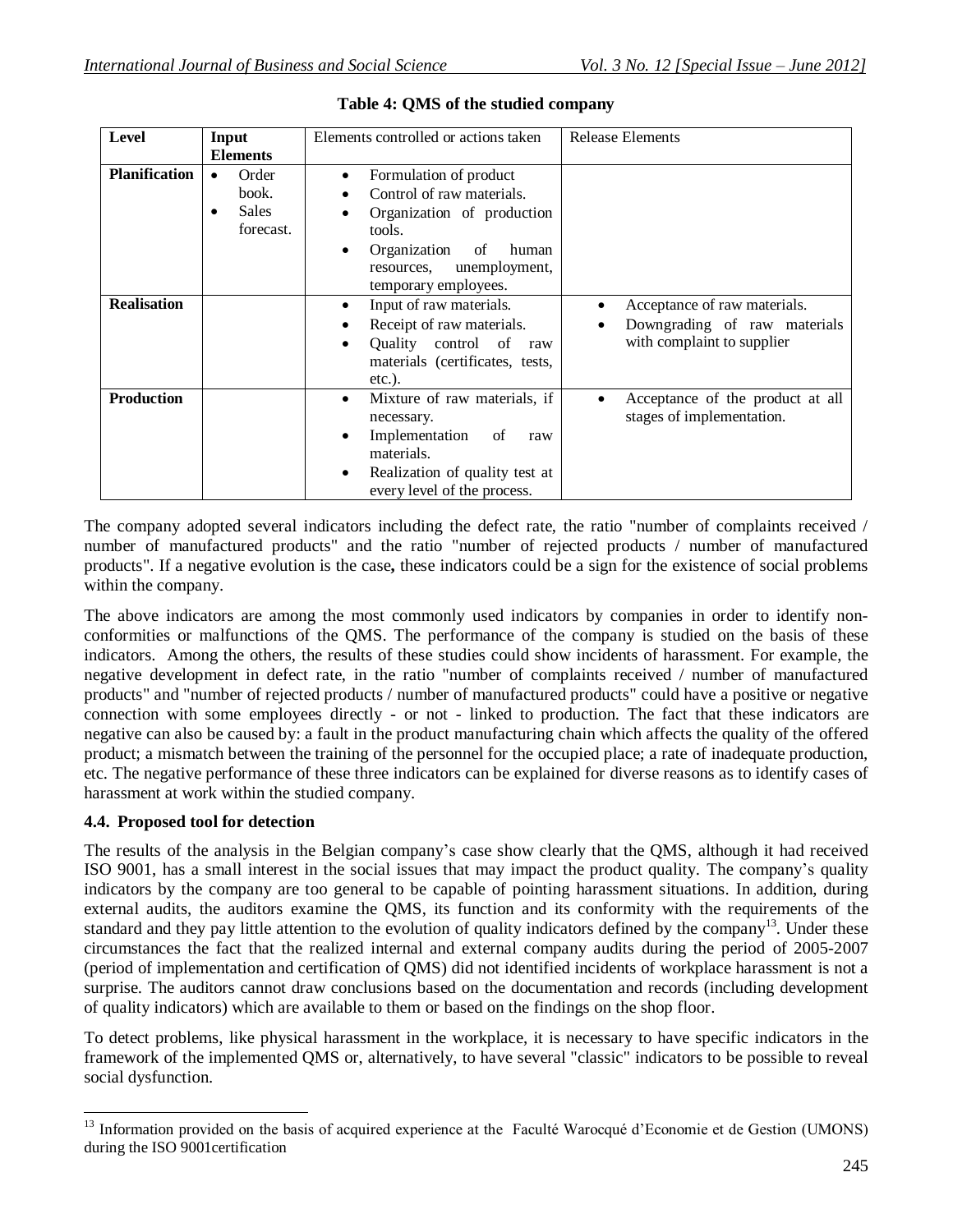**Table 4: QMS of the studied company**

| Level | Input Elements | Elements controlled or actions taken | Release Elements |
|---|---|---|---|
| **Planification** | • Order book.<br>• Sales forecast. | • Formulation of product<br>• Control of raw materials.<br>• Organization of production tools.<br>• Organization of human resources, unemployment, temporary employees. | |
| **Realisation** | | • Input of raw materials.<br>• Receipt of raw materials.<br>• Quality control of raw materials (certificates, tests, etc.). | • Acceptance of raw materials.<br>• Downgrading of raw materials with complaint to supplier |
| **Production** | | • Mixture of raw materials, if necessary.<br>• Implementation of raw materials.<br>• Realization of quality test at every level of the process. | • Acceptance of the product at all stages of implementation. |

The company adopted several indicators including the defect rate, the ratio "number of complaints received / number of manufactured products" and the ratio "number of rejected products / number of manufactured products". If a negative evolution is the case**,** these indicators could be a sign for the existence of social problems within the company.

The above indicators are among the most commonly used indicators by companies in order to identify non-conformities or malfunctions of the QMS. The performance of the company is studied on the basis of these indicators. Among the others, the results of these studies could show incidents of harassment. For example, the negative development in defect rate, in the ratio "number of complaints received / number of manufactured products" and "number of rejected products / number of manufactured products" could have a positive or negative connection with some employees directly - or not - linked to production. The fact that these indicators are negative can also be caused by: a fault in the product manufacturing chain which affects the quality of the offered product; a mismatch between the training of the personnel for the occupied place; a rate of inadequate production, etc. The negative performance of these three indicators can be explained for diverse reasons as to identify cases of harassment at work within the studied company.

### 4.4. Proposed tool for detection

The results of the analysis in the Belgian company's case show clearly that the QMS, although it had received ISO 9001, has a small interest in the social issues that may impact the product quality. The company's quality indicators by the company are too general to be capable of pointing harassment situations. In addition, during external audits, the auditors examine the QMS, its function and its conformity with the requirements of the standard and they pay little attention to the evolution of quality indicators defined by the company[13]. Under these circumstances the fact that the realized internal and external company audits during the period of 2005-2007 (period of implementation and certification of QMS) did not identified incidents of workplace harassment is not a surprise. The auditors cannot draw conclusions based on the documentation and records (including development of quality indicators) which are available to them or based on the findings on the shop floor.

To detect problems, like physical harassment in the workplace, it is necessary to have specific indicators in the framework of the implemented QMS or, alternatively, to have several "classic" indicators to be possible to reveal social dysfunction.

[13] Information provided on the basis of acquired experience at the Faculté Warocqué d'Economie et de Gestion (UMONS) during the ISO 9001certification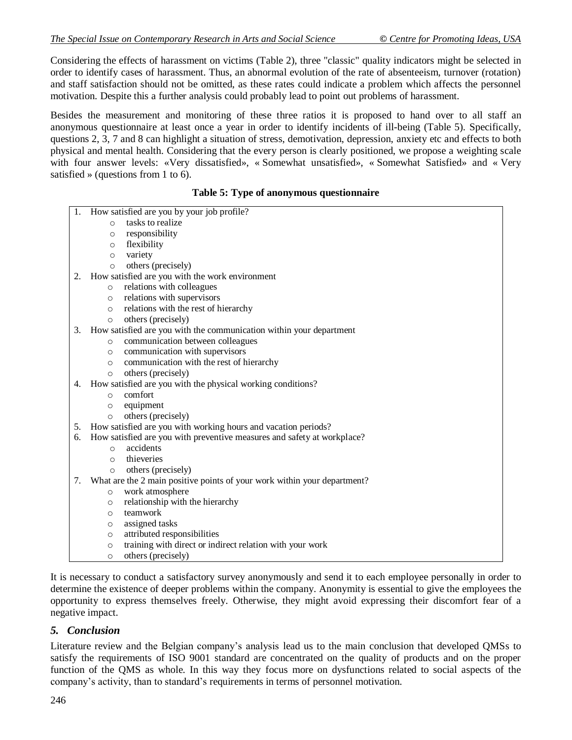Considering the effects of harassment on victims (Table 2), three "classic" quality indicators might be selected in order to identify cases of harassment. Thus, an abnormal evolution of the rate of absenteeism, turnover (rotation) and staff satisfaction should not be omitted, as these rates could indicate a problem which affects the personnel motivation. Despite this a further analysis could probably lead to point out problems of harassment.

Besides the measurement and monitoring of these three ratios it is proposed to hand over to all staff an anonymous questionnaire at least once a year in order to identify incidents of ill-being (Table 5). Specifically, questions 2, 3, 7 and 8 can highlight a situation of stress, demotivation, depression, anxiety etc and effects to both physical and mental health. Considering that the every person is clearly positioned, we propose a weighting scale with four answer levels: «Very dissatisfied», « Somewhat unsatisfied», « Somewhat Satisfied» and « Very satisfied » (questions from 1 to 6).

**Table 5: Type of anonymous questionnaire**

1. How satisfied are you by your job profile?
   - tasks to realize
   - responsibility
   - flexibility
   - variety
   - others (precisely)
2. How satisfied are you with the work environment
   - relations with colleagues
   - relations with supervisors
   - relations with the rest of hierarchy
   - others (precisely)
3. How satisfied are you with the communication within your department
   - communication between colleagues
   - communication with supervisors
   - communication with the rest of hierarchy
   - others (precisely)
4. How satisfied are you with the physical working conditions?
   - comfort
   - equipment
   - others (precisely)
5. How satisfied are you with working hours and vacation periods?
6. How satisfied are you with preventive measures and safety at workplace?
   - accidents
   - thieveries
   - others (precisely)
7. What are the 2 main positive points of your work within your department?
   - work atmosphere
   - relationship with the hierarchy
   - teamwork
   - assigned tasks
   - attributed responsibilities
   - training with direct or indirect relation with your work
   - others (precisely)

It is necessary to conduct a satisfactory survey anonymously and send it to each employee personally in order to determine the existence of deeper problems within the company. Anonymity is essential to give the employees the opportunity to express themselves freely. Otherwise, they might avoid expressing their discomfort fear of a negative impact.

## *5. Conclusion*

Literature review and the Belgian company's analysis lead us to the main conclusion that developed QMSs to satisfy the requirements of ISO 9001 standard are concentrated on the quality of products and on the proper function of the QMS as whole. In this way they focus more on dysfunctions related to social aspects of the company's activity, than to standard's requirements in terms of personnel motivation.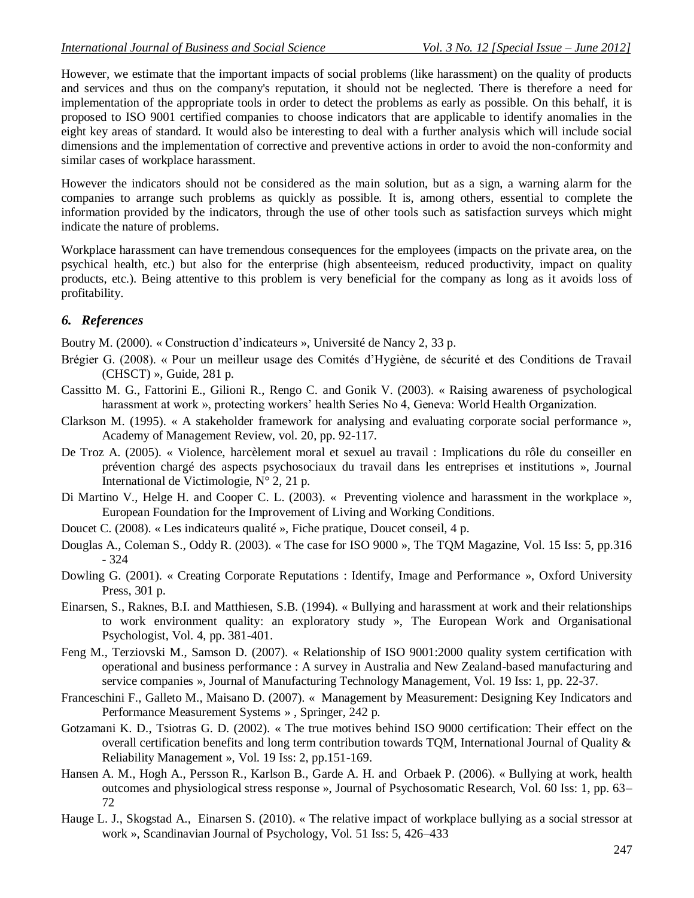However, we estimate that the important impacts of social problems (like harassment) on the quality of products and services and thus on the company's reputation, it should not be neglected. There is therefore a need for implementation of the appropriate tools in order to detect the problems as early as possible. On this behalf, it is proposed to ISO 9001 certified companies to choose indicators that are applicable to identify anomalies in the eight key areas of standard. It would also be interesting to deal with a further analysis which will include social dimensions and the implementation of corrective and preventive actions in order to avoid the non-conformity and similar cases of workplace harassment.

However the indicators should not be considered as the main solution, but as a sign, a warning alarm for the companies to arrange such problems as quickly as possible. It is, among others, essential to complete the information provided by the indicators, through the use of other tools such as satisfaction surveys which might indicate the nature of problems.

Workplace harassment can have tremendous consequences for the employees (impacts on the private area, on the psychical health, etc.) but also for the enterprise (high absenteeism, reduced productivity, impact on quality products, etc.). Being attentive to this problem is very beneficial for the company as long as it avoids loss of profitability.

## *6. References*

Boutry M. (2000). « Construction d'indicateurs », Université de Nancy 2, 33 p.

Brégier G. (2008). « Pour un meilleur usage des Comités d'Hygiène, de sécurité et des Conditions de Travail (CHSCT) », Guide, 281 p.

Cassitto M. G., Fattorini E., Gilioni R., Rengo C. and Gonik V. (2003). « Raising awareness of psychological harassment at work », protecting workers' health Series No 4, Geneva: World Health Organization.

Clarkson M. (1995). « A stakeholder framework for analysing and evaluating corporate social performance », Academy of Management Review, vol. 20, pp. 92-117.

De Troz A. (2005). « Violence, harcèlement moral et sexuel au travail : Implications du rôle du conseiller en prévention chargé des aspects psychosociaux du travail dans les entreprises et institutions », Journal International de Victimologie, N° 2, 21 p.

Di Martino V., Helge H. and Cooper C. L. (2003). « Preventing violence and harassment in the workplace », European Foundation for the Improvement of Living and Working Conditions.

Doucet C. (2008). « Les indicateurs qualité », Fiche pratique, Doucet conseil, 4 p.

Douglas A., Coleman S., Oddy R. (2003). « The case for ISO 9000 », The TQM Magazine, Vol. 15 Iss: 5, pp.316 - 324

Dowling G. (2001). « Creating Corporate Reputations : Identify, Image and Performance », Oxford University Press, 301 p.

Einarsen, S., Raknes, B.I. and Matthiesen, S.B. (1994). « Bullying and harassment at work and their relationships to work environment quality: an exploratory study », The European Work and Organisational Psychologist, Vol. 4, pp. 381-401.

Feng M., Terziovski M., Samson D. (2007). « Relationship of ISO 9001:2000 quality system certification with operational and business performance : A survey in Australia and New Zealand-based manufacturing and service companies », Journal of Manufacturing Technology Management, Vol. 19 Iss: 1, pp. 22-37.

Franceschini F., Galleto M., Maisano D. (2007). « Management by Measurement: Designing Key Indicators and Performance Measurement Systems » , Springer, 242 p.

Gotzamani K. D., Tsiotras G. D. (2002). « The true motives behind ISO 9000 certification: Their effect on the overall certification benefits and long term contribution towards TQM, International Journal of Quality & Reliability Management », Vol. 19 Iss: 2, pp.151-169.

Hansen A. M., Hogh A., Persson R., Karlson B., Garde A. H. and Orbaek P. (2006). « Bullying at work, health outcomes and physiological stress response », Journal of Psychosomatic Research, Vol. 60 Iss: 1, pp. 63–72

Hauge L. J., Skogstad A., Einarsen S. (2010). « The relative impact of workplace bullying as a social stressor at work », Scandinavian Journal of Psychology, Vol. 51 Iss: 5, 426–433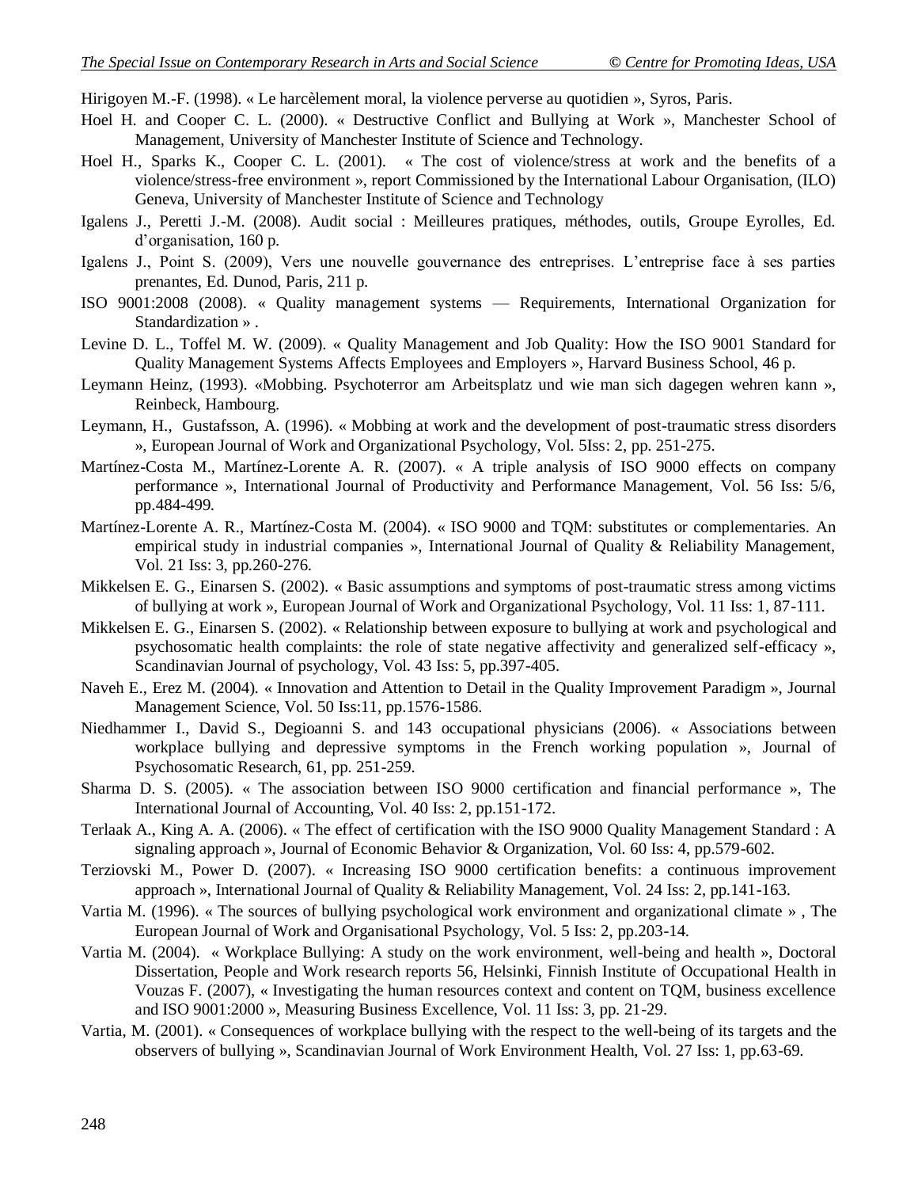Hirigoyen M.-F. (1998). « Le harcèlement moral, la violence perverse au quotidien », Syros, Paris.

Hoel H. and Cooper C. L. (2000). « Destructive Conflict and Bullying at Work », Manchester School of Management, University of Manchester Institute of Science and Technology.

Hoel H., Sparks K., Cooper C. L. (2001). « The cost of violence/stress at work and the benefits of a violence/stress-free environment », report Commissioned by the International Labour Organisation, (ILO) Geneva, University of Manchester Institute of Science and Technology

Igalens J., Peretti J.-M. (2008). Audit social : Meilleures pratiques, méthodes, outils, Groupe Eyrolles, Ed. d'organisation, 160 p.

Igalens J., Point S. (2009), Vers une nouvelle gouvernance des entreprises. L'entreprise face à ses parties prenantes, Ed. Dunod, Paris, 211 p.

ISO 9001:2008 (2008). « Quality management systems — Requirements, International Organization for Standardization » .

Levine D. L., Toffel M. W. (2009). « Quality Management and Job Quality: How the ISO 9001 Standard for Quality Management Systems Affects Employees and Employers », Harvard Business School, 46 p.

Leymann Heinz, (1993). «Mobbing. Psychoterror am Arbeitsplatz und wie man sich dagegen wehren kann », Reinbeck, Hambourg.

Leymann, H., Gustafsson, A. (1996). « Mobbing at work and the development of post-traumatic stress disorders », European Journal of Work and Organizational Psychology, Vol. 5Iss: 2, pp. 251-275.

Martínez-Costa M., Martínez-Lorente A. R. (2007). « A triple analysis of ISO 9000 effects on company performance », International Journal of Productivity and Performance Management, Vol. 56 Iss: 5/6, pp.484-499.

Martínez-Lorente A. R., Martínez-Costa M. (2004). « ISO 9000 and TQM: substitutes or complementaries. An empirical study in industrial companies », International Journal of Quality & Reliability Management, Vol. 21 Iss: 3, pp.260-276.

Mikkelsen E. G., Einarsen S. (2002). « Basic assumptions and symptoms of post-traumatic stress among victims of bullying at work », European Journal of Work and Organizational Psychology, Vol. 11 Iss: 1, 87-111.

Mikkelsen E. G., Einarsen S. (2002). « Relationship between exposure to bullying at work and psychological and psychosomatic health complaints: the role of state negative affectivity and generalized self-efficacy », Scandinavian Journal of psychology, Vol. 43 Iss: 5, pp.397-405.

Naveh E., Erez M. (2004). « Innovation and Attention to Detail in the Quality Improvement Paradigm », Journal Management Science, Vol. 50 Iss:11, pp.1576-1586.

Niedhammer I., David S., Degioanni S. and 143 occupational physicians (2006). « Associations between workplace bullying and depressive symptoms in the French working population », Journal of Psychosomatic Research, 61, pp. 251-259.

Sharma D. S. (2005). « The association between ISO 9000 certification and financial performance », The International Journal of Accounting, Vol. 40 Iss: 2, pp.151-172.

Terlaak A., King A. A. (2006). « The effect of certification with the ISO 9000 Quality Management Standard : A signaling approach », Journal of Economic Behavior & Organization, Vol. 60 Iss: 4, pp.579-602.

Terziovski M., Power D. (2007). « Increasing ISO 9000 certification benefits: a continuous improvement approach », International Journal of Quality & Reliability Management, Vol. 24 Iss: 2, pp.141-163.

Vartia M. (1996). « The sources of bullying psychological work environment and organizational climate » , The European Journal of Work and Organisational Psychology, Vol. 5 Iss: 2, pp.203-14.

Vartia M. (2004). « Workplace Bullying: A study on the work environment, well-being and health », Doctoral Dissertation, People and Work research reports 56, Helsinki, Finnish Institute of Occupational Health in Vouzas F. (2007), « Investigating the human resources context and content on TQM, business excellence and ISO 9001:2000 », Measuring Business Excellence, Vol. 11 Iss: 3, pp. 21-29.

Vartia, M. (2001). « Consequences of workplace bullying with the respect to the well-being of its targets and the observers of bullying », Scandinavian Journal of Work Environment Health, Vol. 27 Iss: 1, pp.63-69.